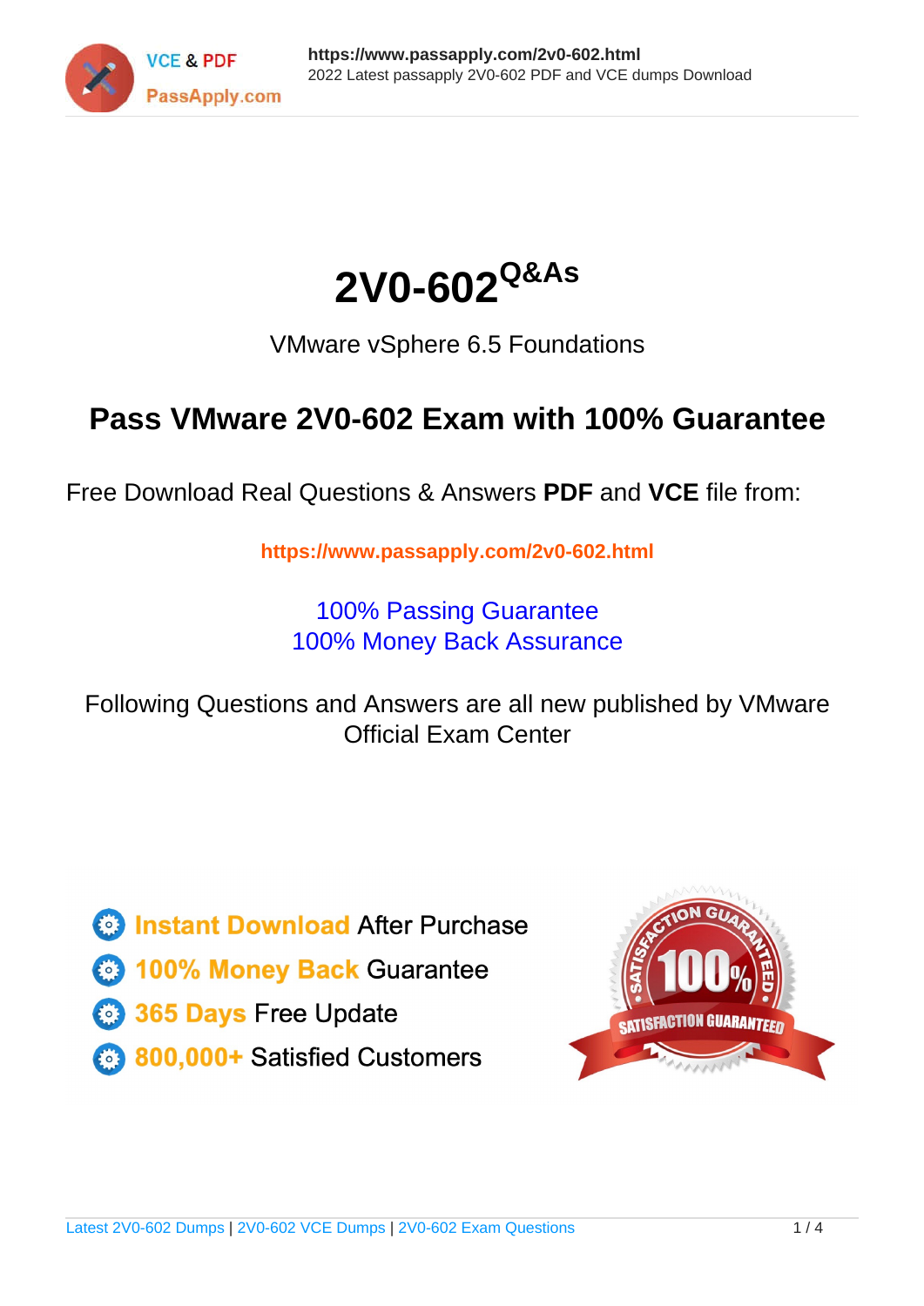# 2V0-602 Q&As

VMware vSphere 6.5 Foundations

## Pass VMware 2V0-602 Exam with 100% Guarantee

Free Download Real Questions & Answers **PDF** and **VCE** file from:

https://www.passapply.com/2v0-602.html

100% Passing Guarantee
100% Money Back Assurance

Following Questions and Answers are all new published by VMware Official Exam Center

- Instant Download After Purchase
- 100% Money Back Guarantee
- 365 Days Free Update
- 800,000+ Satisfied Customers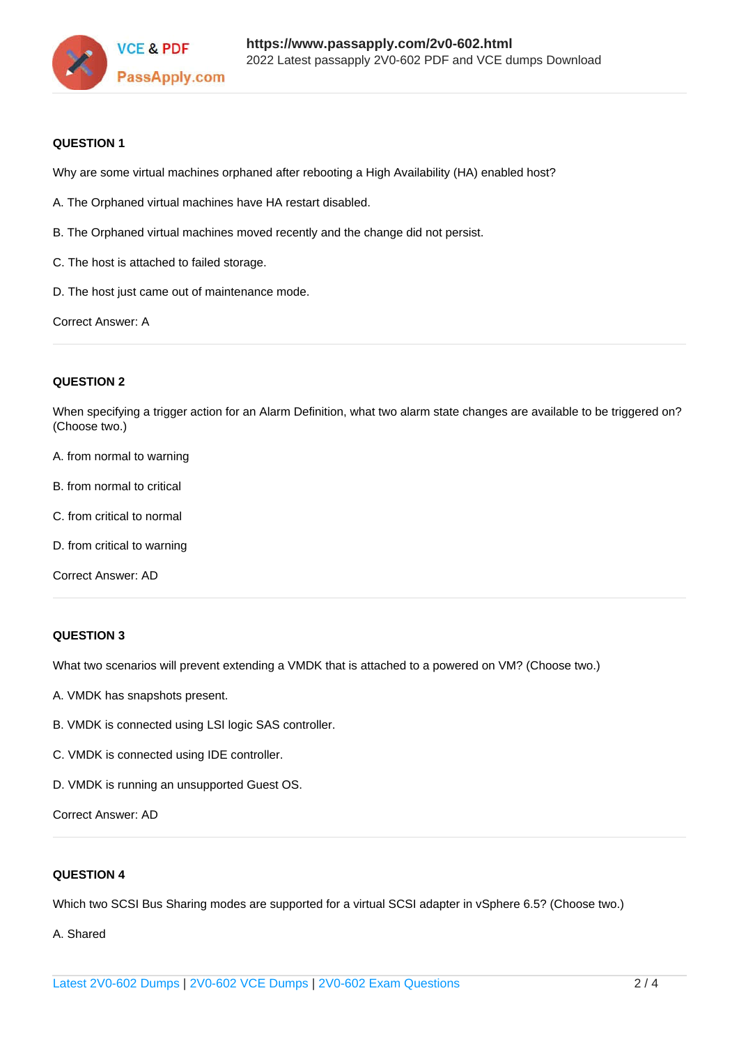### QUESTION 1

Why are some virtual machines orphaned after rebooting a High Availability (HA) enabled host?

A. The Orphaned virtual machines have HA restart disabled.

B. The Orphaned virtual machines moved recently and the change did not persist.

C. The host is attached to failed storage.

D. The host just came out of maintenance mode.

Correct Answer: A

---

### QUESTION 2

When specifying a trigger action for an Alarm Definition, what two alarm state changes are available to be triggered on? (Choose two.)

A. from normal to warning

B. from normal to critical

C. from critical to normal

D. from critical to warning

Correct Answer: AD

---

### QUESTION 3

What two scenarios will prevent extending a VMDK that is attached to a powered on VM? (Choose two.)

A. VMDK has snapshots present.

B. VMDK is connected using LSI logic SAS controller.

C. VMDK is connected using IDE controller.

D. VMDK is running an unsupported Guest OS.

Correct Answer: AD

---

### QUESTION 4

Which two SCSI Bus Sharing modes are supported for a virtual SCSI adapter in vSphere 6.5? (Choose two.)

A. Shared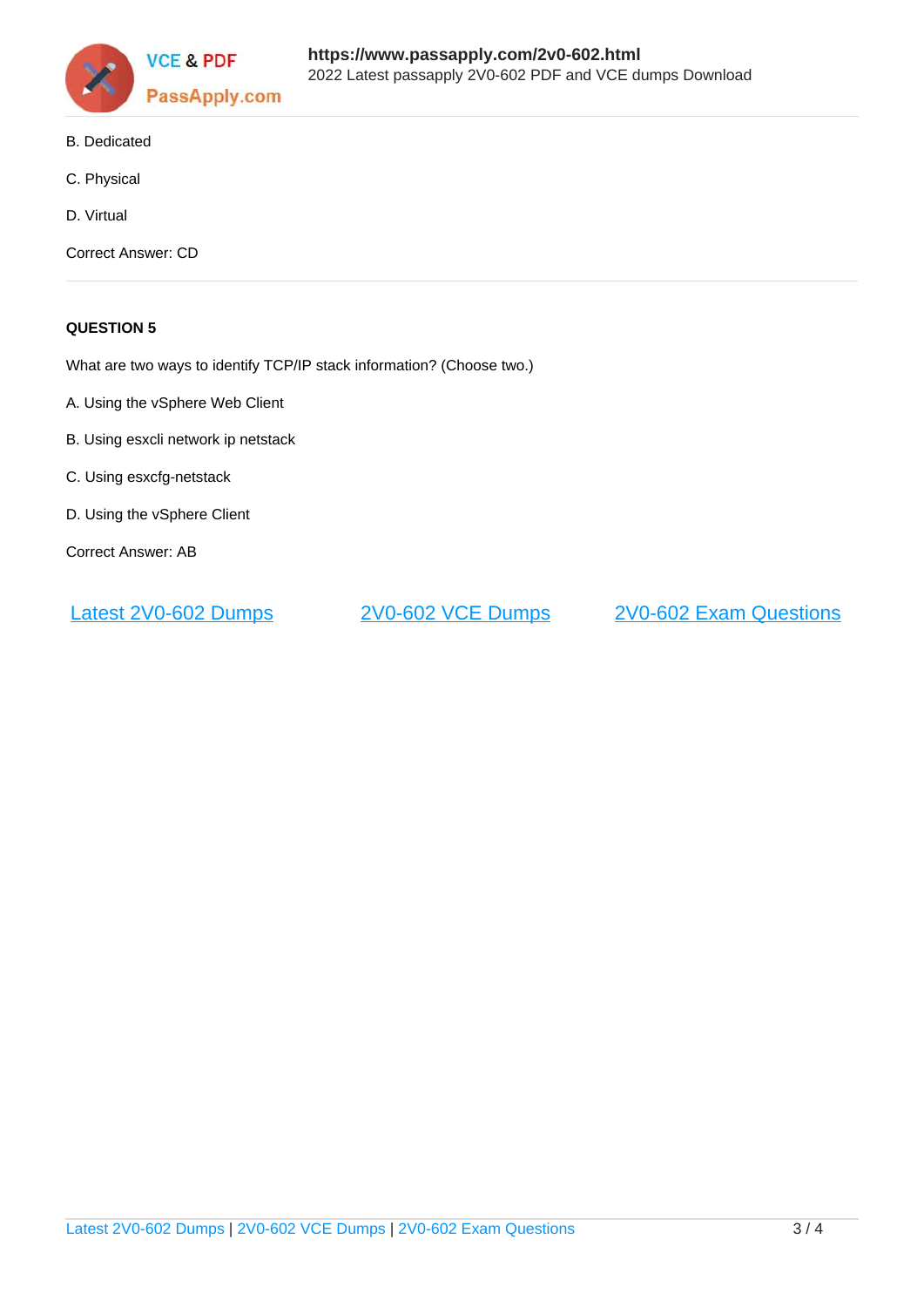B. Dedicated

C. Physical

D. Virtual

Correct Answer: CD

**QUESTION 5**

What are two ways to identify TCP/IP stack information? (Choose two.)

A. Using the vSphere Web Client

B. Using esxcli network ip netstack

C. Using esxcfg-netstack

D. Using the vSphere Client

Correct Answer: AB

Latest 2V0-602 Dumps | 2V0-602 VCE Dumps | 2V0-602 Exam Questions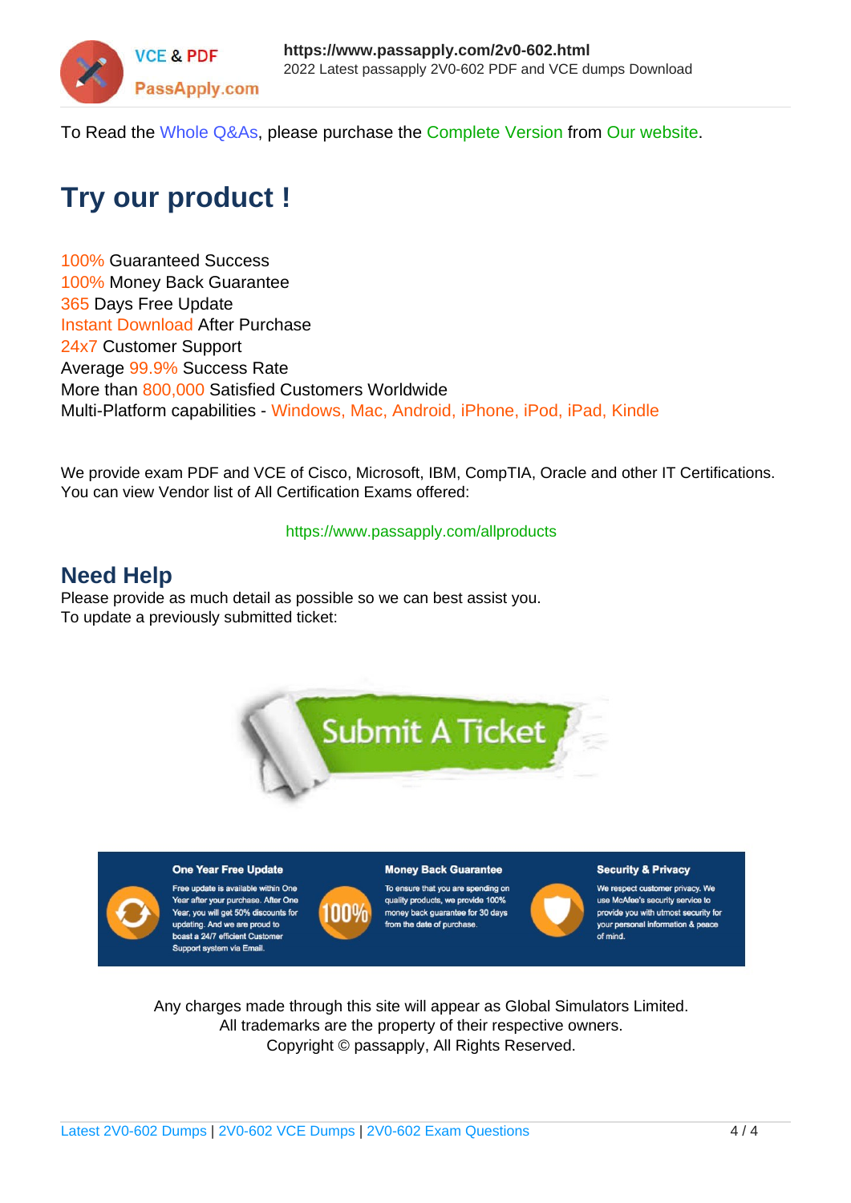To Read the Whole Q&As, please purchase the Complete Version from Our website.

# Try our product !

100% Guaranteed Success
100% Money Back Guarantee
365 Days Free Update
Instant Download After Purchase
24x7 Customer Support
Average 99.9% Success Rate
More than 800,000 Satisfied Customers Worldwide
Multi-Platform capabilities - Windows, Mac, Android, iPhone, iPod, iPad, Kindle

We provide exam PDF and VCE of Cisco, Microsoft, IBM, CompTIA, Oracle and other IT Certifications.
You can view Vendor list of All Certification Exams offered:

https://www.passapply.com/allproducts

## Need Help

Please provide as much detail as possible so we can best assist you.
To update a previously submitted ticket:

Submit A Ticket

**One Year Free Update**
Free update is available within One Year after your purchase. After One Year, you will get 50% discounts for updating. And we are proud to boast a 24/7 efficient Customer Support system via Email.

**Money Back Guarantee**
To ensure that you are spending on quality products, we provide 100% money back guarantee for 30 days from the date of purchase.

**Security & Privacy**
We respect customer privacy. We use McAfee's security service to provide you with utmost security for your personal information & peace of mind.

Any charges made through this site will appear as Global Simulators Limited.
All trademarks are the property of their respective owners.
Copyright © passapply, All Rights Reserved.